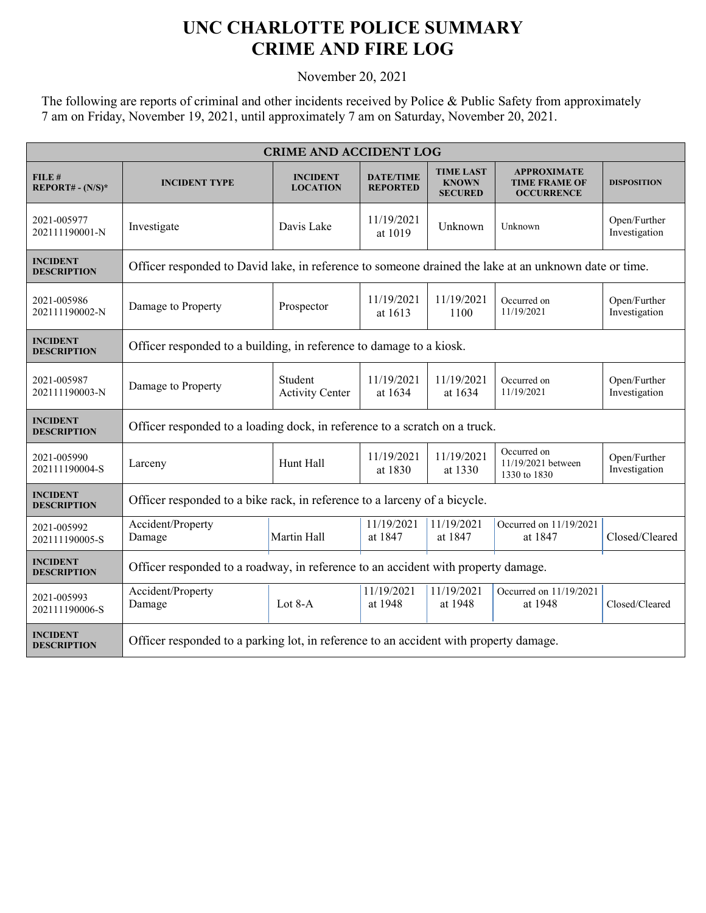# UNC CHARLOTTE POLICE SUMMARY
# CRIME AND FIRE LOG

November 20, 2021

The following are reports of criminal and other incidents received by Police & Public Safety from approximately 7 am on Friday, November 19, 2021, until approximately 7 am on Saturday, November 20, 2021.

| CRIME AND ACCIDENT LOG | | | | | | |
|---|---|---|---|---|---|---|
| **FILE # REPORT# - (N/S)*** | **INCIDENT TYPE** | **INCIDENT LOCATION** | **DATE/TIME REPORTED** | **TIME LAST KNOWN SECURED** | **APPROXIMATE TIME FRAME OF OCCURRENCE** | **DISPOSITION** |
| 2021-005977 202111190001-N | Investigate | Davis Lake | 11/19/2021 at 1019 | Unknown | Unknown | Open/Further Investigation |
| **INCIDENT DESCRIPTION** | Officer responded to David lake, in reference to someone drained the lake at an unknown date or time. | | | | | |
| 2021-005986 202111190002-N | Damage to Property | Prospector | 11/19/2021 at 1613 | 11/19/2021 1100 | Occurred on 11/19/2021 | Open/Further Investigation |
| **INCIDENT DESCRIPTION** | Officer responded to a building, in reference to damage to a kiosk. | | | | | |
| 2021-005987 202111190003-N | Damage to Property | Student Activity Center | 11/19/2021 at 1634 | 11/19/2021 at 1634 | Occurred on 11/19/2021 | Open/Further Investigation |
| **INCIDENT DESCRIPTION** | Officer responded to a loading dock, in reference to a scratch on a truck. | | | | | |
| 2021-005990 202111190004-S | Larceny | Hunt Hall | 11/19/2021 at 1830 | 11/19/2021 at 1330 | Occurred on 11/19/2021 between 1330 to 1830 | Open/Further Investigation |
| **INCIDENT DESCRIPTION** | Officer responded to a bike rack, in reference to a larceny of a bicycle. | | | | | |
| 2021-005992 202111190005-S | Accident/Property Damage | Martin Hall | 11/19/2021 at 1847 | 11/19/2021 at 1847 | Occurred on 11/19/2021 at 1847 | Closed/Cleared |
| **INCIDENT DESCRIPTION** | Officer responded to a roadway, in reference to an accident with property damage. | | | | | |
| 2021-005993 202111190006-S | Accident/Property Damage | Lot 8-A | 11/19/2021 at 1948 | 11/19/2021 at 1948 | Occurred on 11/19/2021 at 1948 | Closed/Cleared |
| **INCIDENT DESCRIPTION** | Officer responded to a parking lot, in reference to an accident with property damage. | | | | | |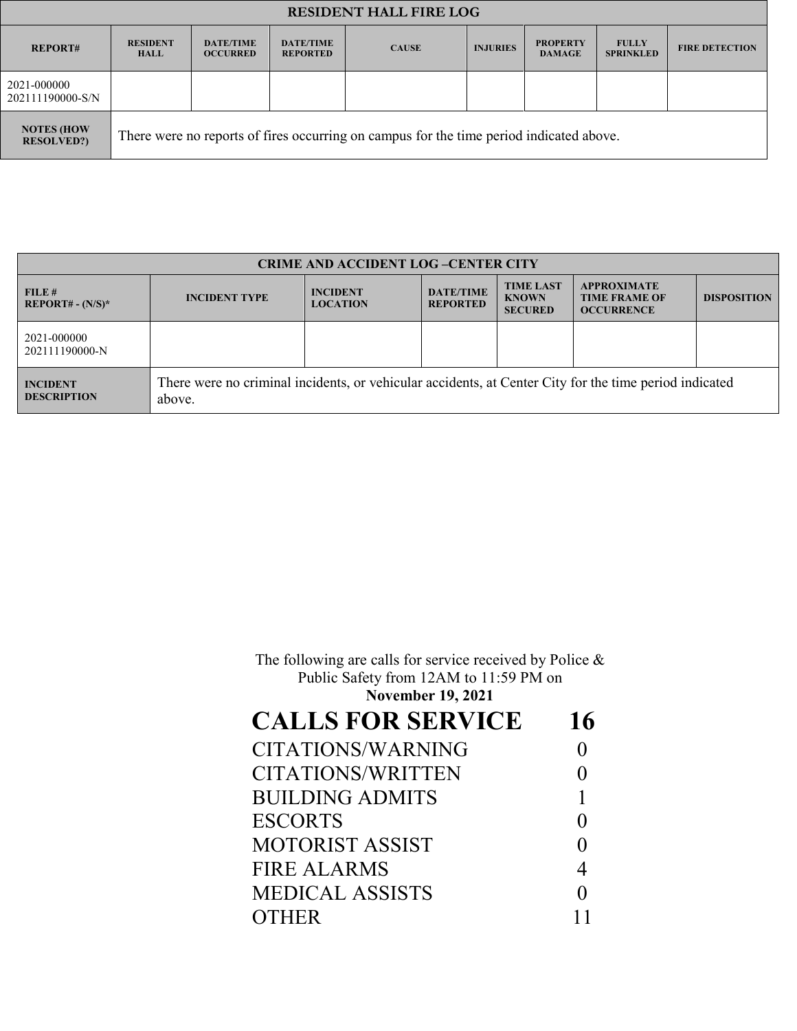| RESIDENT HALL FIRE LOG | | | | | | | | |
|---|---|---|---|---|---|---|---|---|
| REPORT# | RESIDENT HALL | DATE/TIME OCCURRED | DATE/TIME REPORTED | CAUSE | INJURIES | PROPERTY DAMAGE | FULLY SPRINKLED | FIRE DETECTION |
| 2021-000000 202111190000-S/N | | | | | | | | |
| NOTES (HOW RESOLVED?) | There were no reports of fires occurring on campus for the time period indicated above. | | | | | | | |

| CRIME AND ACCIDENT LOG –CENTER CITY | | | | | | |
|---|---|---|---|---|---|---|
| FILE # REPORT# - (N/S)* | INCIDENT TYPE | INCIDENT LOCATION | DATE/TIME REPORTED | TIME LAST KNOWN SECURED | APPROXIMATE TIME FRAME OF OCCURRENCE | DISPOSITION |
| 2021-000000 202111190000-N | | | | | | |
| INCIDENT DESCRIPTION | There were no criminal incidents, or vehicular accidents, at Center City for the time period indicated above. | | | | | |

The following are calls for service received by Police & Public Safety from 12AM to 11:59 PM on

**November 19, 2021**

# CALLS FOR SERVICE 16

| | |
|---|---|
| CITATIONS/WARNING | 0 |
| CITATIONS/WRITTEN | 0 |
| BUILDING ADMITS | 1 |
| ESCORTS | 0 |
| MOTORIST ASSIST | 0 |
| FIRE ALARMS | 4 |
| MEDICAL ASSISTS | 0 |
| OTHER | 11 |